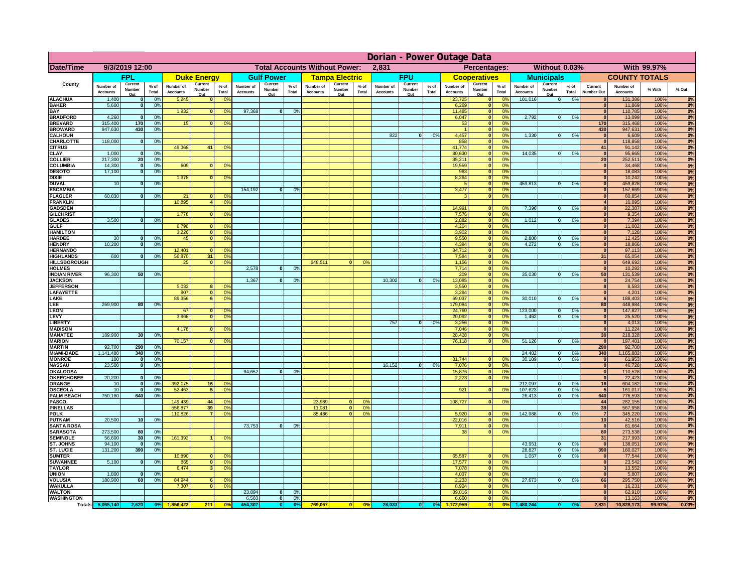# Dorian - Power Outage Data

| Date/Time | 9/3/2019 12:00 | Total Accounts Without Power: | 2,831 | Percentages: | Without 0.03% | With 99.97% |
|---|---|---|---|---|---|---|

| County | FPL | | | Duke Energy | | | Gulf Power | | | Tampa Electric | | | FPU | | | Cooperatives | | | Municipals | | | COUNTY TOTALS | | | |
|---|---|---|---|---|---|---|---|---|---|---|---|---|---|---|---|---|---|---|---|---|---|---|---|---|---|
| | Number of Accounts | Current Number Out | % of Total | Number of Accounts | Current Number Out | % of Total | Number of Accounts | Current Number Out | % of Total | Number of Accounts | Current Number Out | % of Total | Number of Accounts | Current Number Out | % of Total | Number of Accounts | Current Number Out | % of Total | Number of Accounts | Current Number Out | % of Total | Current Number Out | Number of Accounts | % With | % Out |
| ALACHUA | 1,400 | 0 | 0% | 5,245 | 0 | 0% | | | | | | | | | | 23,725 | 0 | 0% | 101,016 | 0 | 0% | 0 | 131,386 | 100% | 0% |
| BAKER | 5,600 | 0 | 0% | | | | | | | | | | | | | 6,269 | 0 | 0% | | | | 0 | 11,869 | 100% | 0% |
| BAY | | | | 1,932 | 0 | 0% | 97,368 | 0 | 0% | | | | | | | 11,485 | 0 | 0% | | | | 0 | 110,785 | 100% | 0% |
| BRADFORD | 4,260 | 0 | 0% | | | | | | | | | | | | | 6,047 | 0 | 0% | 2,792 | 0 | 0% | 0 | 13,099 | 100% | 0% |
| BREVARD | 315,400 | 170 | 0% | 15 | 0 | 0% | | | | | | | | | | 53 | 0 | 0% | | | | 170 | 315,468 | 100% | 0% |
| BROWARD | 947,630 | 430 | 0% | | | | | | | | | | | | | 1 | 0 | 0% | | | | 430 | 947,631 | 100% | 0% |
| CALHOUN | | | | | | | | | | | | | 822 | 0 | 0% | 4,457 | 0 | 0% | 1,330 | 0 | 0% | 0 | 6,609 | 100% | 0% |
| CHARLOTTE | 118,000 | 0 | 0% | | | | | | | | | | | | | 858 | 0 | 0% | | | | 0 | 118,858 | 100% | 0% |
| CITRUS | | | | 49,368 | 41 | 0% | | | | | | | | | | 41,774 | 0 | 0% | | | | 41 | 91,142 | 100% | 0% |
| CLAY | 1,000 | 0 | 0% | | | | | | | | | | | | | 80,630 | 0 | 0% | 14,035 | 0 | 0% | 0 | 95,665 | 100% | 0% |
| COLLIER | 217,300 | 20 | 0% | | | | | | | | | | | | | 35,211 | 0 | 0% | | | | 20 | 252,511 | 100% | 0% |
| COLUMBIA | 14,300 | 0 | 0% | 609 | 0 | 0% | | | | | | | | | | 19,559 | 0 | 0% | | | | 0 | 34,468 | 100% | 0% |
| DESOTO | 17,100 | 0 | 0% | | | | | | | | | | | | | 983 | 0 | 0% | | | | 0 | 18,083 | 100% | 0% |
| DIXIE | | | | 1,978 | 0 | 0% | | | | | | | | | | 8,264 | 0 | 0% | | | | 0 | 10,242 | 100% | 0% |
| DUVAL | 10 | 0 | 0% | | | | | | | | | | | | | 5 | 0 | 0% | 459,813 | 0 | 0% | 0 | 459,828 | 100% | 0% |
| ESCAMBIA | | | | | | | 154,192 | 0 | 0% | | | | | | | 3,477 | 0 | 0% | | | | 0 | 157,669 | 100% | 0% |
| FLAGLER | 60,830 | 0 | 0% | 21 | 0 | 0% | | | | | | | | | | 3 | 0 | 0% | | | | 0 | 60,854 | 100% | 0% |
| FRANKLIN | | | | 10,895 | 4 | 0% | | | | | | | | | | | | | | | | 4 | 10,895 | 100% | 0% |
| GADSDEN | | | | | | | | | | | | | | | | 14,991 | 0 | 0% | 7,396 | 0 | 0% | 0 | 22,387 | 100% | 0% |
| GILCHRIST | | | | 1,778 | 0 | 0% | | | | | | | | | | 7,576 | 0 | 0% | | | | 0 | 9,354 | 100% | 0% |
| GLADES | 3,500 | 0 | 0% | | | | | | | | | | | | | 2,882 | 0 | 0% | 1,012 | 0 | 0% | 0 | 7,394 | 100% | 0% |
| GULF | | | | 6,798 | 0 | 0% | | | | | | | | | | 4,204 | 0 | 0% | | | | 0 | 11,002 | 100% | 0% |
| HAMILTON | | | | 3,226 | 0 | 0% | | | | | | | | | | 3,902 | 0 | 0% | | | | 0 | 7,128 | 100% | 0% |
| HARDEE | 30 | 0 | 0% | 45 | 0 | 0% | | | | | | | | | | 9,550 | 0 | 0% | 2,800 | 0 | 0% | 0 | 12,425 | 100% | 0% |
| HENDRY | 10,200 | 0 | 0% | | | | | | | | | | | | | 4,394 | 0 | 0% | 4,272 | 0 | 0% | 0 | 18,866 | 100% | 0% |
| HERNANDO | | | | 12,401 | 0 | 0% | | | | | | | | | | 84,712 | 0 | 0% | | | | 0 | 97,113 | 100% | 0% |
| HIGHLANDS | 600 | 0 | 0% | 56,870 | 31 | 0% | | | | | | | | | | 7,584 | 0 | 0% | | | | 31 | 65,054 | 100% | 0% |
| HILLSBOROUGH | | | | 25 | 0 | 0% | | | | 648,511 | 0 | 0% | | | | 1,156 | 0 | 0% | | | | 0 | 649,692 | 100% | 0% |
| HOLMES | | | | | | | 2,578 | 0 | 0% | | | | | | | 7,714 | 0 | 0% | | | | 0 | 10,292 | 100% | 0% |
| INDIAN RIVER | 96,300 | 50 | 0% | | | | | | | | | | | | | 209 | 0 | 0% | 35,030 | 0 | 0% | 50 | 131,539 | 100% | 0% |
| JACKSON | | | | | | | 1,367 | 0 | 0% | | | | 10,302 | 0 | 0% | 13,085 | 0 | 0% | | | | 0 | 24,754 | 100% | 0% |
| JEFFERSON | | | | 5,033 | 8 | 0% | | | | | | | | | | 3,550 | 0 | 0% | | | | 8 | 8,583 | 100% | 0% |
| LAFAYETTE | | | | 907 | 0 | 0% | | | | | | | | | | 3,294 | 0 | 0% | | | | 0 | 4,201 | 100% | 0% |
| LAKE | | | | 89,356 | 6 | 0% | | | | | | | | | | 69,037 | 0 | 0% | 30,010 | 0 | 0% | 6 | 188,403 | 100% | 0% |
| LEE | 269,900 | 80 | 0% | | | | | | | | | | | | | 179,084 | 0 | 0% | | | | 80 | 448,984 | 100% | 0% |
| LEON | | | | 67 | 0 | 0% | | | | | | | | | | 24,760 | 0 | 0% | 123,000 | 0 | 0% | 0 | 147,827 | 100% | 0% |
| LEVY | | | | 3,966 | 0 | 0% | | | | | | | | | | 20,092 | 0 | 0% | 1,462 | 0 | 0% | 0 | 25,520 | 100% | 0% |
| LIBERTY | | | | | | | | | | | | | 757 | 0 | 0% | 3,256 | 0 | 0% | | | | 0 | 4,013 | 100% | 0% |
| MADISON | | | | 4,178 | 0 | 0% | | | | | | | | | | 7,046 | 0 | 0% | | | | 0 | 11,224 | 100% | 0% |
| MANATEE | 189,900 | 30 | 0% | | | | | | | | | | | | | 28,428 | 0 | 0% | | | | 30 | 218,328 | 100% | 0% |
| MARION | | | | 70,157 | 0 | 0% | | | | | | | | | | 76,118 | 0 | 0% | 51,126 | 0 | 0% | 0 | 197,401 | 100% | 0% |
| MARTIN | 92,700 | 290 | 0% | | | | | | | | | | | | | | | | | | | 290 | 92,700 | 100% | 0% |
| MIAMI-DADE | 1,141,480 | 340 | 0% | | | | | | | | | | | | | | | | 24,402 | 0 | 0% | 340 | 1,165,882 | 100% | 0% |
| MONROE | 100 | 0 | 0% | | | | | | | | | | | | | 31,744 | 0 | 0% | 30,109 | 0 | 0% | 0 | 61,953 | 100% | 0% |
| NASSAU | 23,500 | 0 | 0% | | | | | | | | | | 16,152 | 0 | 0% | 7,076 | 0 | 0% | | | | 0 | 46,728 | 100% | 0% |
| OKALOOSA | | | | | | | 94,652 | 0 | 0% | | | | | | | 15,876 | 0 | 0% | | | | 0 | 110,528 | 100% | 0% |
| OKEECHOBEE | 20,200 | 0 | 0% | | | | | | | | | | | | | 2,223 | 0 | 0% | | | | 0 | 22,423 | 100% | 0% |
| ORANGE | 10 | 0 | 0% | 392,075 | 16 | 0% | | | | | | | | | | | | | 212,097 | 0 | 0% | 16 | 604,182 | 100% | 0% |
| OSCEOLA | 10 | 0 | 0% | 52,463 | 5 | 0% | | | | | | | | | | 921 | 0 | 0% | 107,623 | 0 | 0% | 5 | 161,017 | 100% | 0% |
| PALM BEACH | 750,180 | 640 | 0% | | | | | | | | | | | | | | | | 26,413 | 0 | 0% | 640 | 776,593 | 100% | 0% |
| PASCO | | | | 149,439 | 44 | 0% | | | | 23,989 | 0 | 0% | | | | 108,727 | 0 | 0% | | | | 44 | 282,155 | 100% | 0% |
| PINELLAS | | | | 556,877 | 39 | 0% | | | | 11,081 | 0 | 0% | | | | | | | | | | 39 | 567,958 | 100% | 0% |
| POLK | | | | 110,826 | 7 | 0% | | | | 85,486 | 0 | 0% | | | | 5,920 | 0 | 0% | 142,988 | 0 | 0% | 7 | 345,220 | 100% | 0% |
| PUTNAM | 20,500 | 10 | 0% | | | | | | | | | | | | | 22,016 | 0 | 0% | | | | 10 | 42,516 | 100% | 0% |
| SANTA ROSA | | | | | | | 73,753 | 0 | 0% | | | | | | | 7,911 | 0 | 0% | | | | 0 | 81,664 | 100% | 0% |
| SARASOTA | 273,500 | 80 | 0% | | | | | | | | | | | | | 38 | 0 | 0% | | | | 80 | 273,538 | 100% | 0% |
| SEMINOLE | 56,600 | 30 | 0% | 161,393 | 1 | 0% | | | | | | | | | | | | | | | | 31 | 217,993 | 100% | 0% |
| ST. JOHNS | 94,100 | 0 | 0% | | | | | | | | | | | | | | | | 43,951 | 0 | 0% | 0 | 138,051 | 100% | 0% |
| ST. LUCIE | 131,200 | 390 | 0% | | | | | | | | | | | | | | | | 28,827 | 0 | 0% | 390 | 160,027 | 100% | 0% |
| SUMTER | | | | 10,890 | 0 | 0% | | | | | | | | | | 65,587 | 0 | 0% | 1,067 | 0 | 0% | 0 | 77,544 | 100% | 0% |
| SUWANNEE | 5,100 | 0 | 0% | 865 | 0 | 0% | | | | | | | | | | 17,577 | 0 | 0% | | | | 0 | 23,542 | 100% | 0% |
| TAYLOR | | | | 6,474 | 3 | 0% | | | | | | | | | | 7,078 | 0 | 0% | | | | 3 | 13,552 | 100% | 0% |
| UNION | 1,800 | 0 | 0% | | | | | | | | | | | | | 4,007 | 0 | 0% | | | | 0 | 5,807 | 100% | 0% |
| VOLUSIA | 180,900 | 60 | 0% | 84,944 | 6 | 0% | | | | | | | | | | 2,233 | 0 | 0% | 27,673 | 0 | 0% | 66 | 295,750 | 100% | 0% |
| WAKULLA | | | | 7,307 | 0 | 0% | | | | | | | | | | 8,924 | 0 | 0% | | | | 0 | 16,231 | 100% | 0% |
| WALTON | | | | | | | 23,894 | 0 | 0% | | | | | | | 39,016 | 0 | 0% | | | | 0 | 62,910 | 100% | 0% |
| WASHINGTON | | | | | | | 6,503 | 0 | 0% | | | | | | | 6,660 | 0 | 0% | | | | 0 | 13,163 | 100% | 0% |
| Totals | 5,065,140 | 2,620 | 0% | 1,858,423 | 211 | 0% | 454,307 | 0 | 0% | 769,067 | 0 | 0% | 28,033 | 0 | 0% | 1,172,959 | 0 | 0% | 1,480,244 | 0 | 0% | 2,831 | 10,828,173 | 99.97% | 0.03% |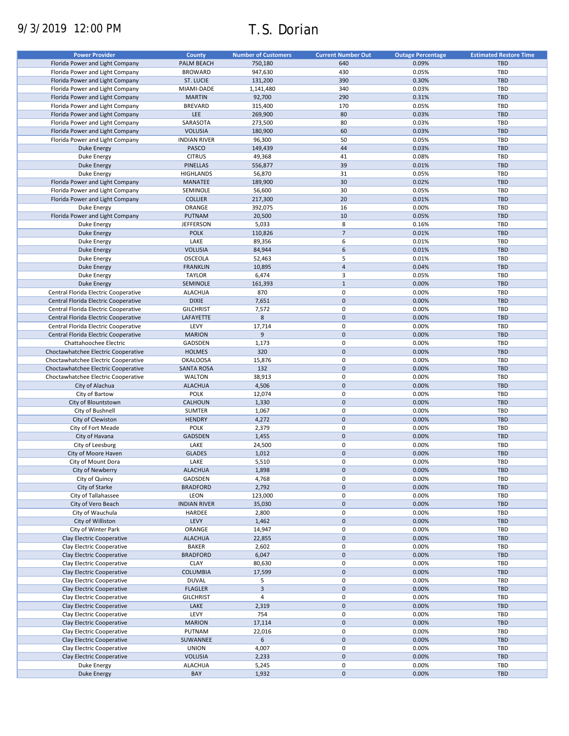9/3/2019 12:00 PM

# T.S. Dorian

| Power Provider | County | Number of Customers | Current Number Out | Outage Percentage | Estimated Restore Time |
|---|---|---|---|---|---|
| Florida Power and Light Company | PALM BEACH | 750,180 | 640 | 0.09% | TBD |
| Florida Power and Light Company | BROWARD | 947,630 | 430 | 0.05% | TBD |
| Florida Power and Light Company | ST. LUCIE | 131,200 | 390 | 0.30% | TBD |
| Florida Power and Light Company | MIAMI-DADE | 1,141,480 | 340 | 0.03% | TBD |
| Florida Power and Light Company | MARTIN | 92,700 | 290 | 0.31% | TBD |
| Florida Power and Light Company | BREVARD | 315,400 | 170 | 0.05% | TBD |
| Florida Power and Light Company | LEE | 269,900 | 80 | 0.03% | TBD |
| Florida Power and Light Company | SARASOTA | 273,500 | 80 | 0.03% | TBD |
| Florida Power and Light Company | VOLUSIA | 180,900 | 60 | 0.03% | TBD |
| Florida Power and Light Company | INDIAN RIVER | 96,300 | 50 | 0.05% | TBD |
| Duke Energy | PASCO | 149,439 | 44 | 0.03% | TBD |
| Duke Energy | CITRUS | 49,368 | 41 | 0.08% | TBD |
| Duke Energy | PINELLAS | 556,877 | 39 | 0.01% | TBD |
| Duke Energy | HIGHLANDS | 56,870 | 31 | 0.05% | TBD |
| Florida Power and Light Company | MANATEE | 189,900 | 30 | 0.02% | TBD |
| Florida Power and Light Company | SEMINOLE | 56,600 | 30 | 0.05% | TBD |
| Florida Power and Light Company | COLLIER | 217,300 | 20 | 0.01% | TBD |
| Duke Energy | ORANGE | 392,075 | 16 | 0.00% | TBD |
| Florida Power and Light Company | PUTNAM | 20,500 | 10 | 0.05% | TBD |
| Duke Energy | JEFFERSON | 5,033 | 8 | 0.16% | TBD |
| Duke Energy | POLK | 110,826 | 7 | 0.01% | TBD |
| Duke Energy | LAKE | 89,356 | 6 | 0.01% | TBD |
| Duke Energy | VOLUSIA | 84,944 | 6 | 0.01% | TBD |
| Duke Energy | OSCEOLA | 52,463 | 5 | 0.01% | TBD |
| Duke Energy | FRANKLIN | 10,895 | 4 | 0.04% | TBD |
| Duke Energy | TAYLOR | 6,474 | 3 | 0.05% | TBD |
| Duke Energy | SEMINOLE | 161,393 | 1 | 0.00% | TBD |
| Central Florida Electric Cooperative | ALACHUA | 870 | 0 | 0.00% | TBD |
| Central Florida Electric Cooperative | DIXIE | 7,651 | 0 | 0.00% | TBD |
| Central Florida Electric Cooperative | GILCHRIST | 7,572 | 0 | 0.00% | TBD |
| Central Florida Electric Cooperative | LAFAYETTE | 8 | 0 | 0.00% | TBD |
| Central Florida Electric Cooperative | LEVY | 17,714 | 0 | 0.00% | TBD |
| Central Florida Electric Cooperative | MARION | 9 | 0 | 0.00% | TBD |
| Chattahoochee Electric | GADSDEN | 1,173 | 0 | 0.00% | TBD |
| Choctawhatchee Electric Cooperative | HOLMES | 320 | 0 | 0.00% | TBD |
| Choctawhatchee Electric Cooperative | OKALOOSA | 15,876 | 0 | 0.00% | TBD |
| Choctawhatchee Electric Cooperative | SANTA ROSA | 132 | 0 | 0.00% | TBD |
| Choctawhatchee Electric Cooperative | WALTON | 38,913 | 0 | 0.00% | TBD |
| City of Alachua | ALACHUA | 4,506 | 0 | 0.00% | TBD |
| City of Bartow | POLK | 12,074 | 0 | 0.00% | TBD |
| City of Blountstown | CALHOUN | 1,330 | 0 | 0.00% | TBD |
| City of Bushnell | SUMTER | 1,067 | 0 | 0.00% | TBD |
| City of Clewiston | HENDRY | 4,272 | 0 | 0.00% | TBD |
| City of Fort Meade | POLK | 2,379 | 0 | 0.00% | TBD |
| City of Havana | GADSDEN | 1,455 | 0 | 0.00% | TBD |
| City of Leesburg | LAKE | 24,500 | 0 | 0.00% | TBD |
| City of Moore Haven | GLADES | 1,012 | 0 | 0.00% | TBD |
| City of Mount Dora | LAKE | 5,510 | 0 | 0.00% | TBD |
| City of Newberry | ALACHUA | 1,898 | 0 | 0.00% | TBD |
| City of Quincy | GADSDEN | 4,768 | 0 | 0.00% | TBD |
| City of Starke | BRADFORD | 2,792 | 0 | 0.00% | TBD |
| City of Tallahassee | LEON | 123,000 | 0 | 0.00% | TBD |
| City of Vero Beach | INDIAN RIVER | 35,030 | 0 | 0.00% | TBD |
| City of Wauchula | HARDEE | 2,800 | 0 | 0.00% | TBD |
| City of Williston | LEVY | 1,462 | 0 | 0.00% | TBD |
| City of Winter Park | ORANGE | 14,947 | 0 | 0.00% | TBD |
| Clay Electric Cooperative | ALACHUA | 22,855 | 0 | 0.00% | TBD |
| Clay Electric Cooperative | BAKER | 2,602 | 0 | 0.00% | TBD |
| Clay Electric Cooperative | BRADFORD | 6,047 | 0 | 0.00% | TBD |
| Clay Electric Cooperative | CLAY | 80,630 | 0 | 0.00% | TBD |
| Clay Electric Cooperative | COLUMBIA | 17,599 | 0 | 0.00% | TBD |
| Clay Electric Cooperative | DUVAL | 5 | 0 | 0.00% | TBD |
| Clay Electric Cooperative | FLAGLER | 3 | 0 | 0.00% | TBD |
| Clay Electric Cooperative | GILCHRIST | 4 | 0 | 0.00% | TBD |
| Clay Electric Cooperative | LAKE | 2,319 | 0 | 0.00% | TBD |
| Clay Electric Cooperative | LEVY | 754 | 0 | 0.00% | TBD |
| Clay Electric Cooperative | MARION | 17,114 | 0 | 0.00% | TBD |
| Clay Electric Cooperative | PUTNAM | 22,016 | 0 | 0.00% | TBD |
| Clay Electric Cooperative | SUWANNEE | 6 | 0 | 0.00% | TBD |
| Clay Electric Cooperative | UNION | 4,007 | 0 | 0.00% | TBD |
| Clay Electric Cooperative | VOLUSIA | 2,233 | 0 | 0.00% | TBD |
| Duke Energy | ALACHUA | 5,245 | 0 | 0.00% | TBD |
| Duke Energy | BAY | 1,932 | 0 | 0.00% | TBD |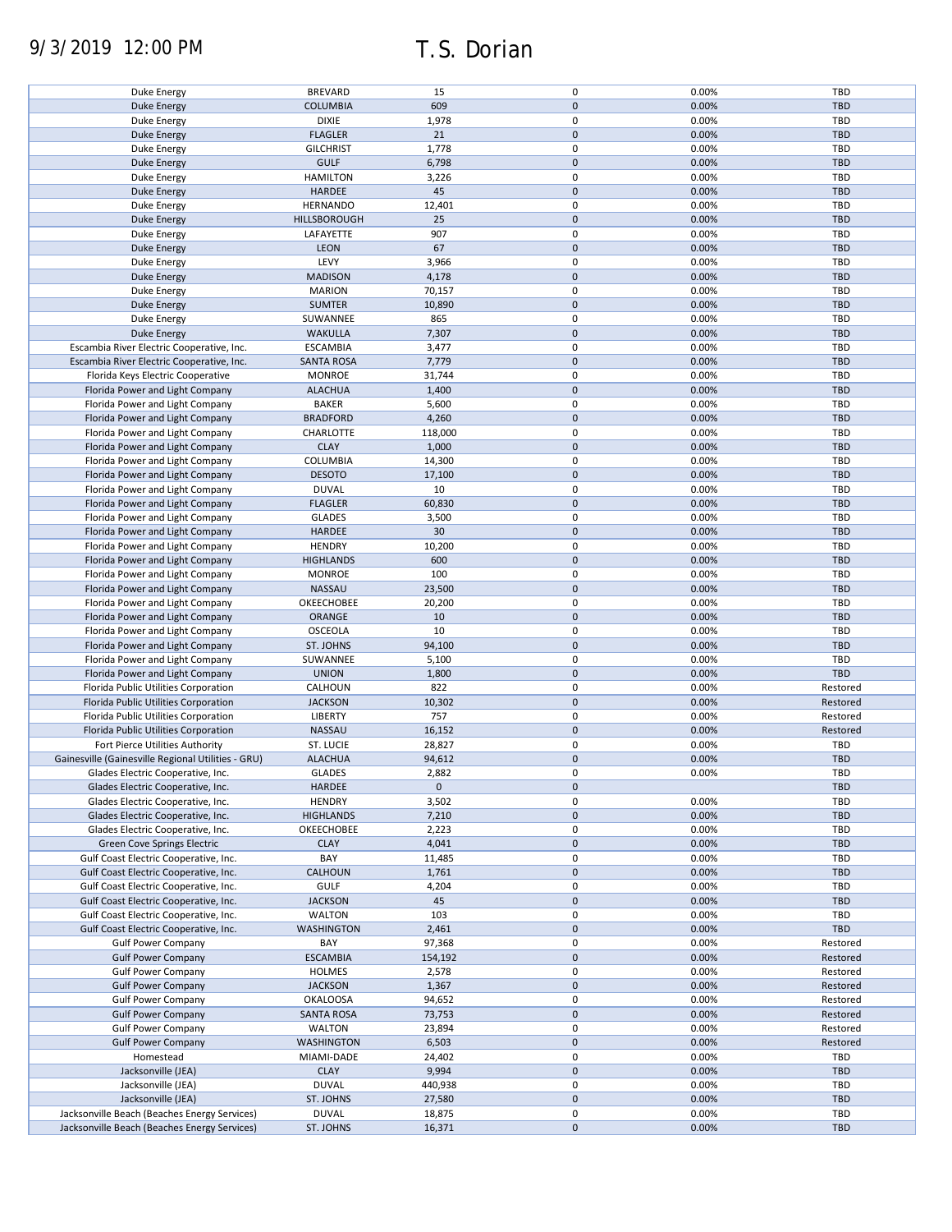# 9/3/2019 12:00 PM T.S. Dorian

| | | | | | |
|---|---|---|---|---|---|
| Duke Energy | BREVARD | 15 | 0 | 0.00% | TBD |
| Duke Energy | COLUMBIA | 609 | 0 | 0.00% | TBD |
| Duke Energy | DIXIE | 1,978 | 0 | 0.00% | TBD |
| Duke Energy | FLAGLER | 21 | 0 | 0.00% | TBD |
| Duke Energy | GILCHRIST | 1,778 | 0 | 0.00% | TBD |
| Duke Energy | GULF | 6,798 | 0 | 0.00% | TBD |
| Duke Energy | HAMILTON | 3,226 | 0 | 0.00% | TBD |
| Duke Energy | HARDEE | 45 | 0 | 0.00% | TBD |
| Duke Energy | HERNANDO | 12,401 | 0 | 0.00% | TBD |
| Duke Energy | HILLSBOROUGH | 25 | 0 | 0.00% | TBD |
| Duke Energy | LAFAYETTE | 907 | 0 | 0.00% | TBD |
| Duke Energy | LEON | 67 | 0 | 0.00% | TBD |
| Duke Energy | LEVY | 3,966 | 0 | 0.00% | TBD |
| Duke Energy | MADISON | 4,178 | 0 | 0.00% | TBD |
| Duke Energy | MARION | 70,157 | 0 | 0.00% | TBD |
| Duke Energy | SUMTER | 10,890 | 0 | 0.00% | TBD |
| Duke Energy | SUWANNEE | 865 | 0 | 0.00% | TBD |
| Duke Energy | WAKULLA | 7,307 | 0 | 0.00% | TBD |
| Escambia River Electric Cooperative, Inc. | ESCAMBIA | 3,477 | 0 | 0.00% | TBD |
| Escambia River Electric Cooperative, Inc. | SANTA ROSA | 7,779 | 0 | 0.00% | TBD |
| Florida Keys Electric Cooperative | MONROE | 31,744 | 0 | 0.00% | TBD |
| Florida Power and Light Company | ALACHUA | 1,400 | 0 | 0.00% | TBD |
| Florida Power and Light Company | BAKER | 5,600 | 0 | 0.00% | TBD |
| Florida Power and Light Company | BRADFORD | 4,260 | 0 | 0.00% | TBD |
| Florida Power and Light Company | CHARLOTTE | 118,000 | 0 | 0.00% | TBD |
| Florida Power and Light Company | CLAY | 1,000 | 0 | 0.00% | TBD |
| Florida Power and Light Company | COLUMBIA | 14,300 | 0 | 0.00% | TBD |
| Florida Power and Light Company | DESOTO | 17,100 | 0 | 0.00% | TBD |
| Florida Power and Light Company | DUVAL | 10 | 0 | 0.00% | TBD |
| Florida Power and Light Company | FLAGLER | 60,830 | 0 | 0.00% | TBD |
| Florida Power and Light Company | GLADES | 3,500 | 0 | 0.00% | TBD |
| Florida Power and Light Company | HARDEE | 30 | 0 | 0.00% | TBD |
| Florida Power and Light Company | HENDRY | 10,200 | 0 | 0.00% | TBD |
| Florida Power and Light Company | HIGHLANDS | 600 | 0 | 0.00% | TBD |
| Florida Power and Light Company | MONROE | 100 | 0 | 0.00% | TBD |
| Florida Power and Light Company | NASSAU | 23,500 | 0 | 0.00% | TBD |
| Florida Power and Light Company | OKEECHOBEE | 20,200 | 0 | 0.00% | TBD |
| Florida Power and Light Company | ORANGE | 10 | 0 | 0.00% | TBD |
| Florida Power and Light Company | OSCEOLA | 10 | 0 | 0.00% | TBD |
| Florida Power and Light Company | ST. JOHNS | 94,100 | 0 | 0.00% | TBD |
| Florida Power and Light Company | SUWANNEE | 5,100 | 0 | 0.00% | TBD |
| Florida Power and Light Company | UNION | 1,800 | 0 | 0.00% | TBD |
| Florida Public Utilities Corporation | CALHOUN | 822 | 0 | 0.00% | Restored |
| Florida Public Utilities Corporation | JACKSON | 10,302 | 0 | 0.00% | Restored |
| Florida Public Utilities Corporation | LIBERTY | 757 | 0 | 0.00% | Restored |
| Florida Public Utilities Corporation | NASSAU | 16,152 | 0 | 0.00% | Restored |
| Fort Pierce Utilities Authority | ST. LUCIE | 28,827 | 0 | 0.00% | TBD |
| Gainesville (Gainesville Regional Utilities - GRU) | ALACHUA | 94,612 | 0 | 0.00% | TBD |
| Glades Electric Cooperative, Inc. | GLADES | 2,882 | 0 | 0.00% | TBD |
| Glades Electric Cooperative, Inc. | HARDEE | 0 | 0 | | TBD |
| Glades Electric Cooperative, Inc. | HENDRY | 3,502 | 0 | 0.00% | TBD |
| Glades Electric Cooperative, Inc. | HIGHLANDS | 7,210 | 0 | 0.00% | TBD |
| Glades Electric Cooperative, Inc. | OKEECHOBEE | 2,223 | 0 | 0.00% | TBD |
| Green Cove Springs Electric | CLAY | 4,041 | 0 | 0.00% | TBD |
| Gulf Coast Electric Cooperative, Inc. | BAY | 11,485 | 0 | 0.00% | TBD |
| Gulf Coast Electric Cooperative, Inc. | CALHOUN | 1,761 | 0 | 0.00% | TBD |
| Gulf Coast Electric Cooperative, Inc. | GULF | 4,204 | 0 | 0.00% | TBD |
| Gulf Coast Electric Cooperative, Inc. | JACKSON | 45 | 0 | 0.00% | TBD |
| Gulf Coast Electric Cooperative, Inc. | WALTON | 103 | 0 | 0.00% | TBD |
| Gulf Coast Electric Cooperative, Inc. | WASHINGTON | 2,461 | 0 | 0.00% | TBD |
| Gulf Power Company | BAY | 97,368 | 0 | 0.00% | Restored |
| Gulf Power Company | ESCAMBIA | 154,192 | 0 | 0.00% | Restored |
| Gulf Power Company | HOLMES | 2,578 | 0 | 0.00% | Restored |
| Gulf Power Company | JACKSON | 1,367 | 0 | 0.00% | Restored |
| Gulf Power Company | OKALOOSA | 94,652 | 0 | 0.00% | Restored |
| Gulf Power Company | SANTA ROSA | 73,753 | 0 | 0.00% | Restored |
| Gulf Power Company | WALTON | 23,894 | 0 | 0.00% | Restored |
| Gulf Power Company | WASHINGTON | 6,503 | 0 | 0.00% | Restored |
| Homestead | MIAMI-DADE | 24,402 | 0 | 0.00% | TBD |
| Jacksonville (JEA) | CLAY | 9,994 | 0 | 0.00% | TBD |
| Jacksonville (JEA) | DUVAL | 440,938 | 0 | 0.00% | TBD |
| Jacksonville (JEA) | ST. JOHNS | 27,580 | 0 | 0.00% | TBD |
| Jacksonville Beach (Beaches Energy Services) | DUVAL | 18,875 | 0 | 0.00% | TBD |
| Jacksonville Beach (Beaches Energy Services) | ST. JOHNS | 16,371 | 0 | 0.00% | TBD |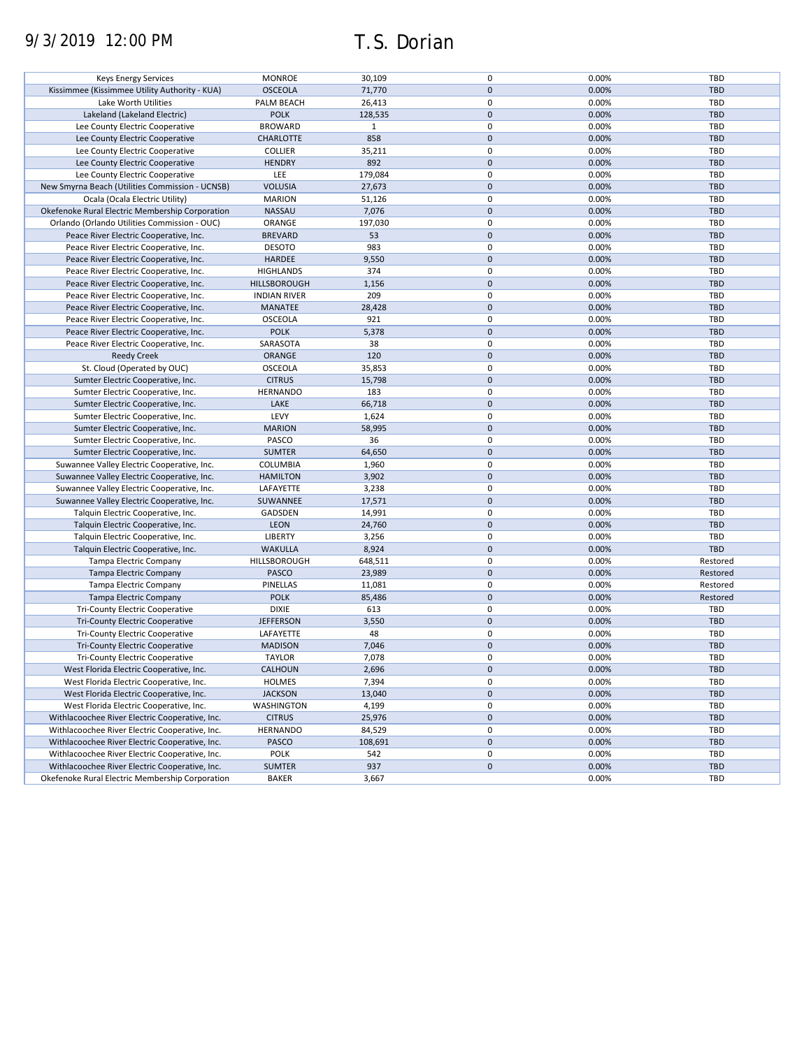9/3/2019 12:00 PM T.S. Dorian

| | | | | | |
|---|---|---|---|---|---|
| Keys Energy Services | MONROE | 30,109 | 0 | 0.00% | TBD |
| Kissimmee (Kissimmee Utility Authority - KUA) | OSCEOLA | 71,770 | 0 | 0.00% | TBD |
| Lake Worth Utilities | PALM BEACH | 26,413 | 0 | 0.00% | TBD |
| Lakeland (Lakeland Electric) | POLK | 128,535 | 0 | 0.00% | TBD |
| Lee County Electric Cooperative | BROWARD | 1 | 0 | 0.00% | TBD |
| Lee County Electric Cooperative | CHARLOTTE | 858 | 0 | 0.00% | TBD |
| Lee County Electric Cooperative | COLLIER | 35,211 | 0 | 0.00% | TBD |
| Lee County Electric Cooperative | HENDRY | 892 | 0 | 0.00% | TBD |
| Lee County Electric Cooperative | LEE | 179,084 | 0 | 0.00% | TBD |
| New Smyrna Beach (Utilities Commission - UCNSB) | VOLUSIA | 27,673 | 0 | 0.00% | TBD |
| Ocala (Ocala Electric Utility) | MARION | 51,126 | 0 | 0.00% | TBD |
| Okefenoke Rural Electric Membership Corporation | NASSAU | 7,076 | 0 | 0.00% | TBD |
| Orlando (Orlando Utilities Commission - OUC) | ORANGE | 197,030 | 0 | 0.00% | TBD |
| Peace River Electric Cooperative, Inc. | BREVARD | 53 | 0 | 0.00% | TBD |
| Peace River Electric Cooperative, Inc. | DESOTO | 983 | 0 | 0.00% | TBD |
| Peace River Electric Cooperative, Inc. | HARDEE | 9,550 | 0 | 0.00% | TBD |
| Peace River Electric Cooperative, Inc. | HIGHLANDS | 374 | 0 | 0.00% | TBD |
| Peace River Electric Cooperative, Inc. | HILLSBOROUGH | 1,156 | 0 | 0.00% | TBD |
| Peace River Electric Cooperative, Inc. | INDIAN RIVER | 209 | 0 | 0.00% | TBD |
| Peace River Electric Cooperative, Inc. | MANATEE | 28,428 | 0 | 0.00% | TBD |
| Peace River Electric Cooperative, Inc. | OSCEOLA | 921 | 0 | 0.00% | TBD |
| Peace River Electric Cooperative, Inc. | POLK | 5,378 | 0 | 0.00% | TBD |
| Peace River Electric Cooperative, Inc. | SARASOTA | 38 | 0 | 0.00% | TBD |
| Reedy Creek | ORANGE | 120 | 0 | 0.00% | TBD |
| St. Cloud (Operated by OUC) | OSCEOLA | 35,853 | 0 | 0.00% | TBD |
| Sumter Electric Cooperative, Inc. | CITRUS | 15,798 | 0 | 0.00% | TBD |
| Sumter Electric Cooperative, Inc. | HERNANDO | 183 | 0 | 0.00% | TBD |
| Sumter Electric Cooperative, Inc. | LAKE | 66,718 | 0 | 0.00% | TBD |
| Sumter Electric Cooperative, Inc. | LEVY | 1,624 | 0 | 0.00% | TBD |
| Sumter Electric Cooperative, Inc. | MARION | 58,995 | 0 | 0.00% | TBD |
| Sumter Electric Cooperative, Inc. | PASCO | 36 | 0 | 0.00% | TBD |
| Sumter Electric Cooperative, Inc. | SUMTER | 64,650 | 0 | 0.00% | TBD |
| Suwannee Valley Electric Cooperative, Inc. | COLUMBIA | 1,960 | 0 | 0.00% | TBD |
| Suwannee Valley Electric Cooperative, Inc. | HAMILTON | 3,902 | 0 | 0.00% | TBD |
| Suwannee Valley Electric Cooperative, Inc. | LAFAYETTE | 3,238 | 0 | 0.00% | TBD |
| Suwannee Valley Electric Cooperative, Inc. | SUWANNEE | 17,571 | 0 | 0.00% | TBD |
| Talquin Electric Cooperative, Inc. | GADSDEN | 14,991 | 0 | 0.00% | TBD |
| Talquin Electric Cooperative, Inc. | LEON | 24,760 | 0 | 0.00% | TBD |
| Talquin Electric Cooperative, Inc. | LIBERTY | 3,256 | 0 | 0.00% | TBD |
| Talquin Electric Cooperative, Inc. | WAKULLA | 8,924 | 0 | 0.00% | TBD |
| Tampa Electric Company | HILLSBOROUGH | 648,511 | 0 | 0.00% | Restored |
| Tampa Electric Company | PASCO | 23,989 | 0 | 0.00% | Restored |
| Tampa Electric Company | PINELLAS | 11,081 | 0 | 0.00% | Restored |
| Tampa Electric Company | POLK | 85,486 | 0 | 0.00% | Restored |
| Tri-County Electric Cooperative | DIXIE | 613 | 0 | 0.00% | TBD |
| Tri-County Electric Cooperative | JEFFERSON | 3,550 | 0 | 0.00% | TBD |
| Tri-County Electric Cooperative | LAFAYETTE | 48 | 0 | 0.00% | TBD |
| Tri-County Electric Cooperative | MADISON | 7,046 | 0 | 0.00% | TBD |
| Tri-County Electric Cooperative | TAYLOR | 7,078 | 0 | 0.00% | TBD |
| West Florida Electric Cooperative, Inc. | CALHOUN | 2,696 | 0 | 0.00% | TBD |
| West Florida Electric Cooperative, Inc. | HOLMES | 7,394 | 0 | 0.00% | TBD |
| West Florida Electric Cooperative, Inc. | JACKSON | 13,040 | 0 | 0.00% | TBD |
| West Florida Electric Cooperative, Inc. | WASHINGTON | 4,199 | 0 | 0.00% | TBD |
| Withlacoochee River Electric Cooperative, Inc. | CITRUS | 25,976 | 0 | 0.00% | TBD |
| Withlacoochee River Electric Cooperative, Inc. | HERNANDO | 84,529 | 0 | 0.00% | TBD |
| Withlacoochee River Electric Cooperative, Inc. | PASCO | 108,691 | 0 | 0.00% | TBD |
| Withlacoochee River Electric Cooperative, Inc. | POLK | 542 | 0 | 0.00% | TBD |
| Withlacoochee River Electric Cooperative, Inc. | SUMTER | 937 | 0 | 0.00% | TBD |
| Okefenoke Rural Electric Membership Corporation | BAKER | 3,667 | | 0.00% | TBD |